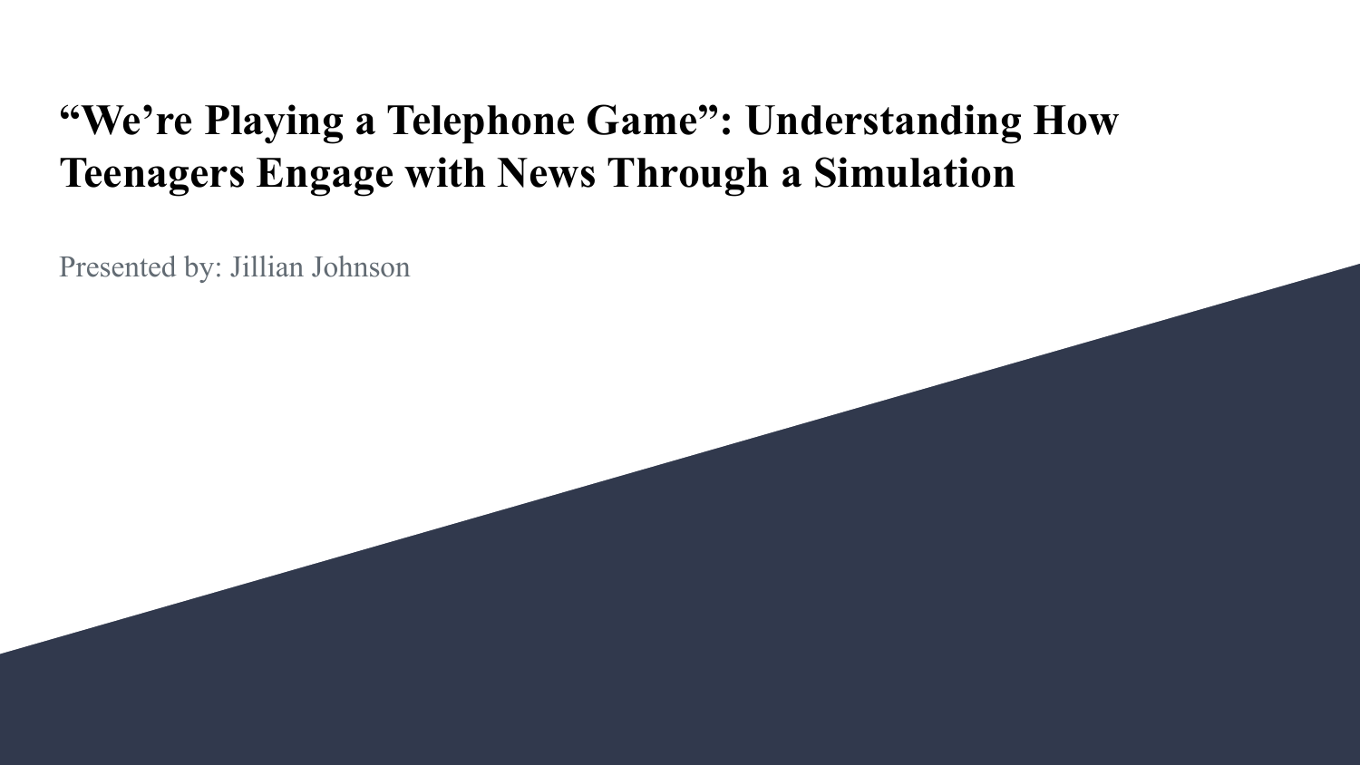# "We're Playing a Telephone Game": Understanding How Teenagers Engage with News Through a Simulation

Presented by: Jillian Johnson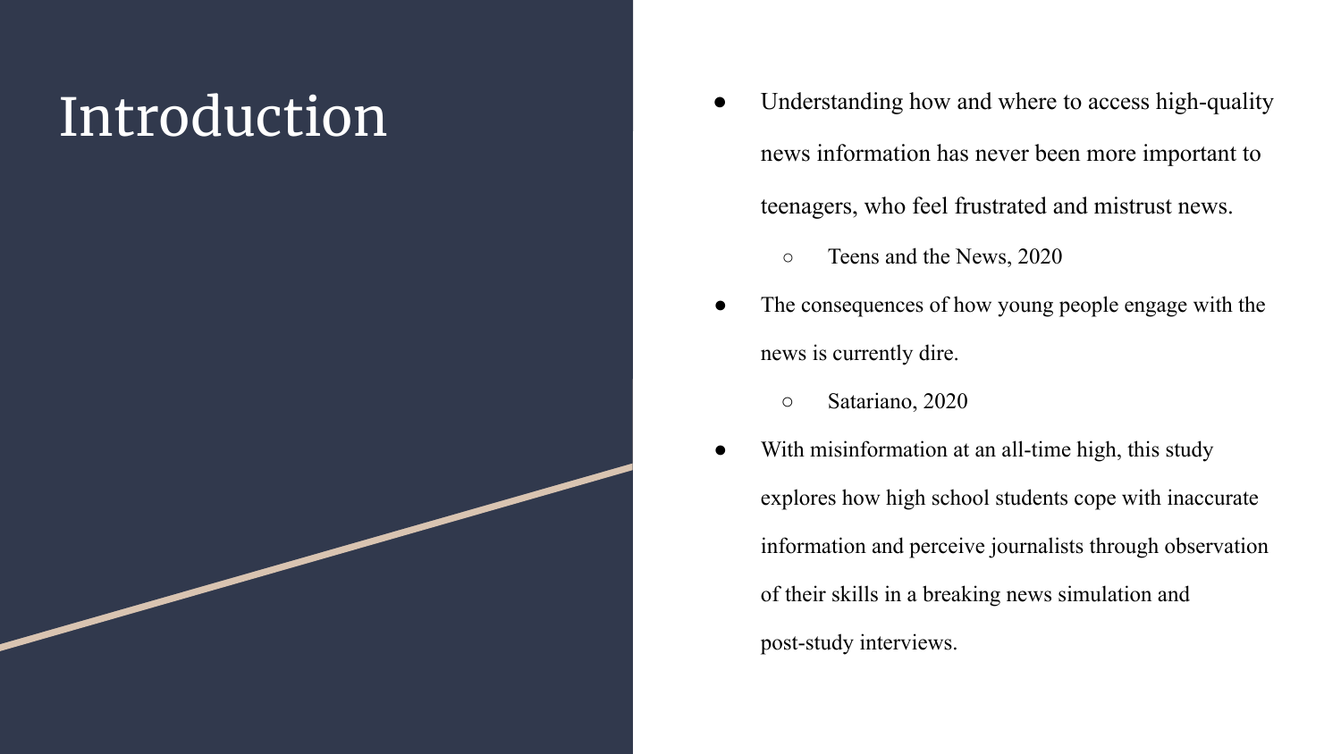# Introduction

- Understanding how and where to access high-quality news information has never been more important to teenagers, who feel frustrated and mistrust news.
  - Teens and the News, 2020
- The consequences of how young people engage with the news is currently dire.
  - Satariano, 2020
- With misinformation at an all-time high, this study explores how high school students cope with inaccurate information and perceive journalists through observation of their skills in a breaking news simulation and post-study interviews.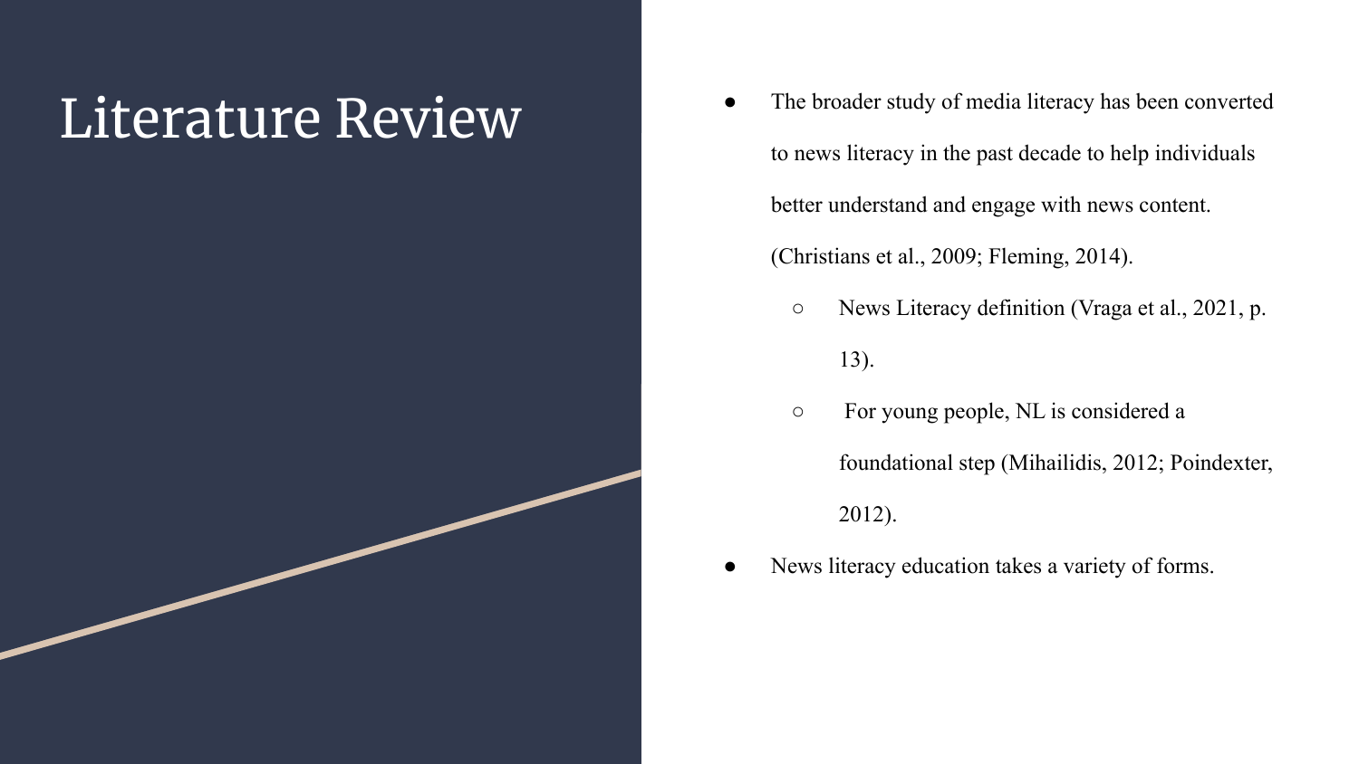# Literature Review

- The broader study of media literacy has been converted to news literacy in the past decade to help individuals better understand and engage with news content. (Christians et al., 2009; Fleming, 2014).
  - News Literacy definition (Vraga et al., 2021, p. 13).
  - For young people, NL is considered a foundational step (Mihailidis, 2012; Poindexter, 2012).
- News literacy education takes a variety of forms.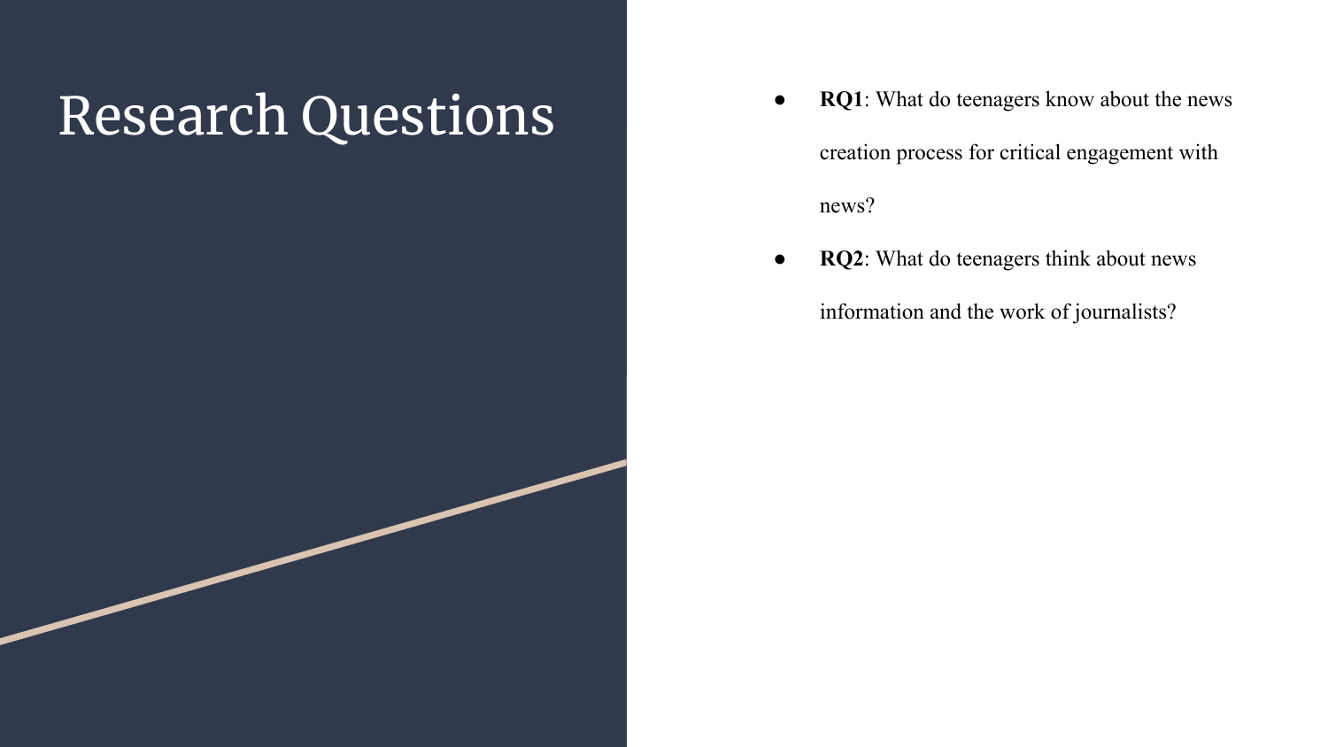# Research Questions

- **RQ1**: What do teenagers know about the news creation process for critical engagement with news?
- **RQ2**: What do teenagers think about news information and the work of journalists?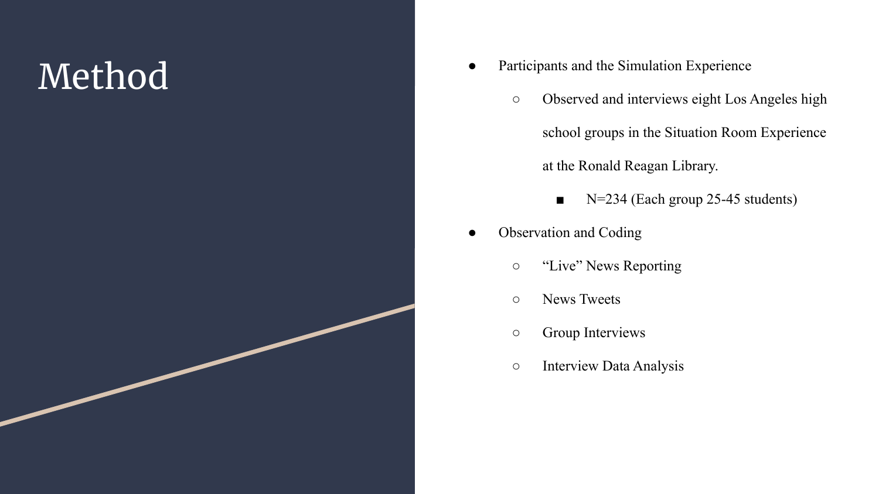# Method

- Participants and the Simulation Experience
  - Observed and interviews eight Los Angeles high school groups in the Situation Room Experience at the Ronald Reagan Library.
    - N=234 (Each group 25-45 students)
- Observation and Coding
  - "Live" News Reporting
  - News Tweets
  - Group Interviews
  - Interview Data Analysis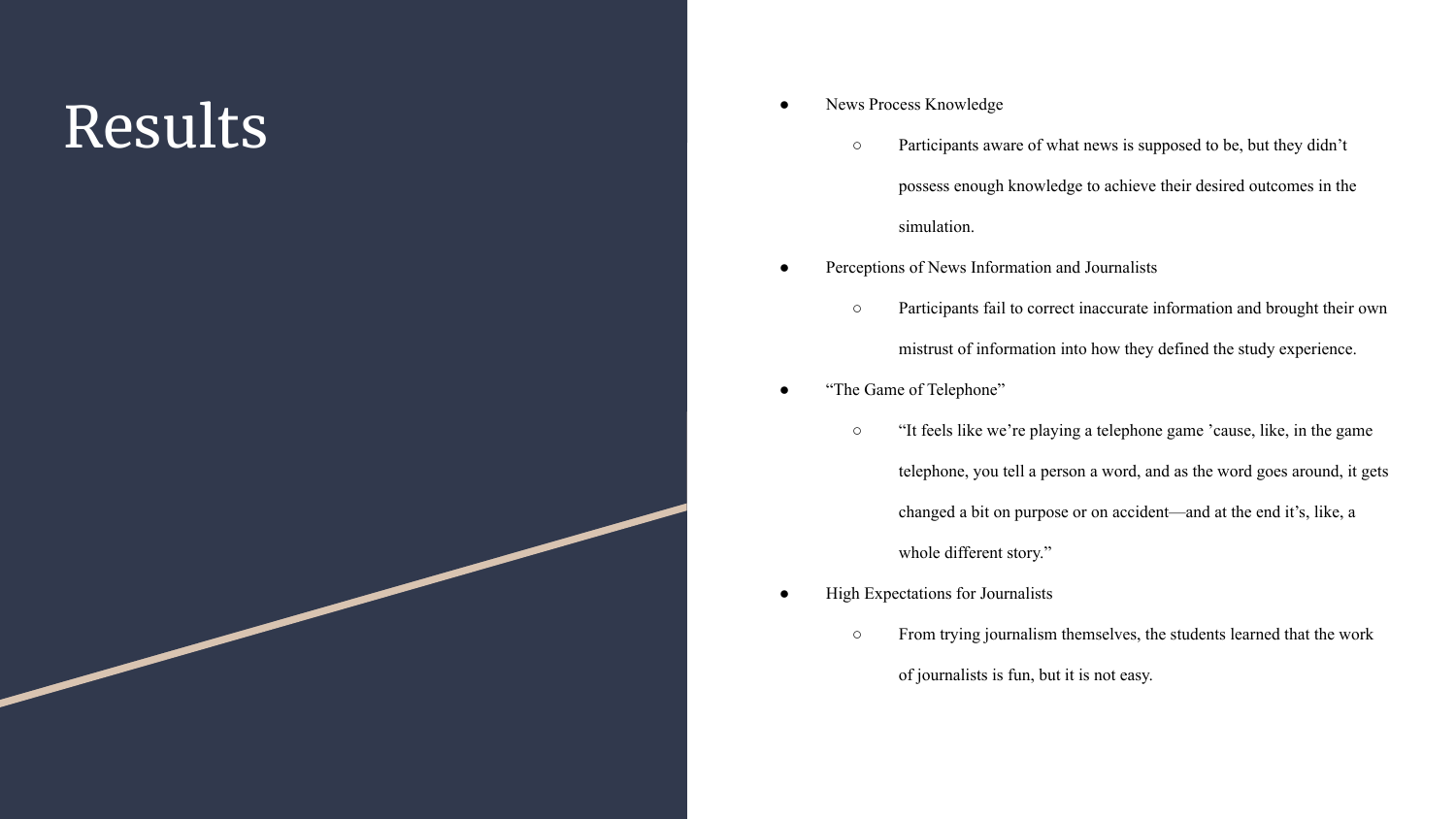# Results

- News Process Knowledge
  - Participants aware of what news is supposed to be, but they didn’t possess enough knowledge to achieve their desired outcomes in the simulation.
- Perceptions of News Information and Journalists
  - Participants fail to correct inaccurate information and brought their own mistrust of information into how they defined the study experience.
- “The Game of Telephone”
  - “It feels like we’re playing a telephone game ’cause, like, in the game telephone, you tell a person a word, and as the word goes around, it gets changed a bit on purpose or on accident—and at the end it’s, like, a whole different story.”
- High Expectations for Journalists
  - From trying journalism themselves, the students learned that the work of journalists is fun, but it is not easy.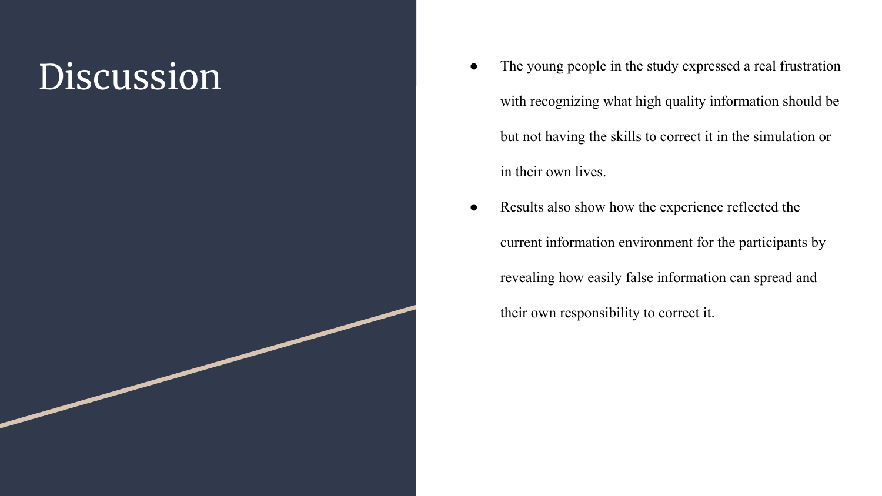# Discussion

- The young people in the study expressed a real frustration with recognizing what high quality information should be but not having the skills to correct it in the simulation or in their own lives.
- Results also show how the experience reflected the current information environment for the participants by revealing how easily false information can spread and their own responsibility to correct it.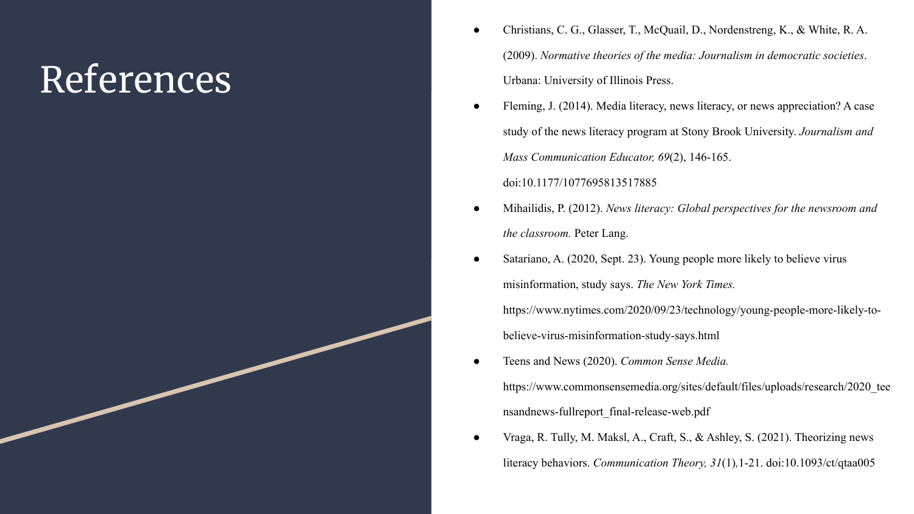# References

- Christians, C. G., Glasser, T., McQuail, D., Nordenstreng, K., & White, R. A. (2009). *Normative theories of the media: Journalism in democratic societies*. Urbana: University of Illinois Press.
- Fleming, J. (2014). Media literacy, news literacy, or news appreciation? A case study of the news literacy program at Stony Brook University. *Journalism and Mass Communication Educator, 69*(2), 146-165. doi:10.1177/1077695813517885
- Mihailidis, P. (2012). *News literacy: Global perspectives for the newsroom and the classroom.* Peter Lang.
- Satariano, A. (2020, Sept. 23). Young people more likely to believe virus misinformation, study says. *The New York Times.* https://www.nytimes.com/2020/09/23/technology/young-people-more-likely-to-believe-virus-misinformation-study-says.html
- Teens and News (2020). *Common Sense Media.* https://www.commonsensemedia.org/sites/default/files/uploads/research/2020_teensandnews-fullreport_final-release-web.pdf
- Vraga, R. Tully, M. Maksl, A., Craft, S., & Ashley, S. (2021). Theorizing news literacy behaviors. *Communication Theory, 31*(1)*,*1-21. doi:10.1093/ct/qtaa005